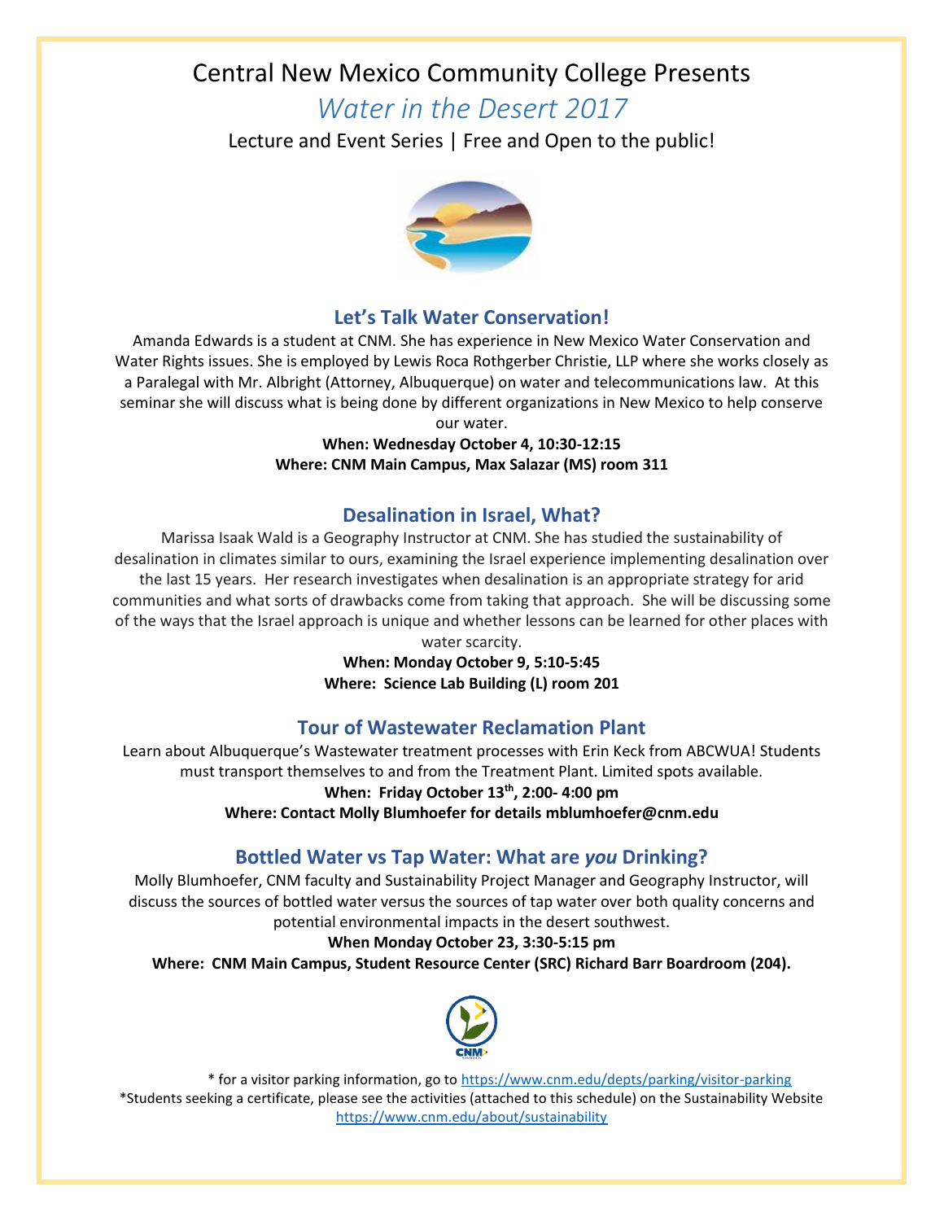# Central New Mexico Community College Presents

## *Water in the Desert 2017*

Lecture and Event Series | Free and Open to the public!

### Let's Talk Water Conservation!

Amanda Edwards is a student at CNM. She has experience in New Mexico Water Conservation and Water Rights issues. She is employed by Lewis Roca Rothgerber Christie, LLP where she works closely as a Paralegal with Mr. Albright (Attorney, Albuquerque) on water and telecommunications law. At this seminar she will discuss what is being done by different organizations in New Mexico to help conserve our water.

**When: Wednesday October 4, 10:30-12:15**
**Where: CNM Main Campus, Max Salazar (MS) room 311**

### Desalination in Israel, What?

Marissa Isaak Wald is a Geography Instructor at CNM. She has studied the sustainability of desalination in climates similar to ours, examining the Israel experience implementing desalination over the last 15 years. Her research investigates when desalination is an appropriate strategy for arid communities and what sorts of drawbacks come from taking that approach. She will be discussing some of the ways that the Israel approach is unique and whether lessons can be learned for other places with water scarcity.

**When: Monday October 9, 5:10-5:45**
**Where: Science Lab Building (L) room 201**

### Tour of Wastewater Reclamation Plant

Learn about Albuquerque's Wastewater treatment processes with Erin Keck from ABCWUA! Students must transport themselves to and from the Treatment Plant. Limited spots available.

**When: Friday October 13th, 2:00- 4:00 pm**
**Where: Contact Molly Blumhoefer for details mblumhoefer@cnm.edu**

### Bottled Water vs Tap Water: What are *you* Drinking?

Molly Blumhoefer, CNM faculty and Sustainability Project Manager and Geography Instructor, will discuss the sources of bottled water versus the sources of tap water over both quality concerns and potential environmental impacts in the desert southwest.

**When Monday October 23, 3:30-5:15 pm**
**Where: CNM Main Campus, Student Resource Center (SRC) Richard Barr Boardroom (204).**

* for a visitor parking information, go to https://www.cnm.edu/depts/parking/visitor-parking

*Students seeking a certificate, please see the activities (attached to this schedule) on the Sustainability Website https://www.cnm.edu/about/sustainability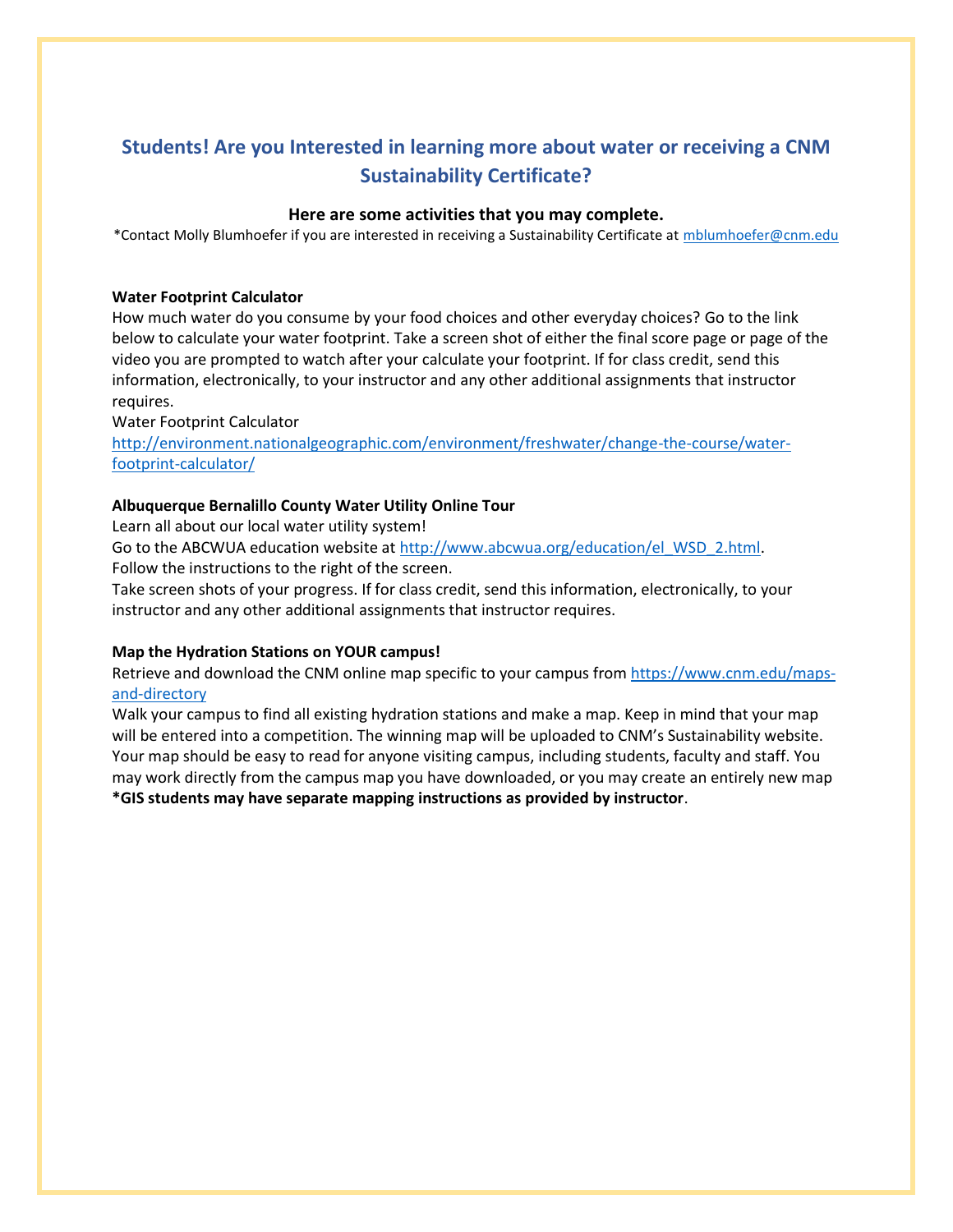## Students! Are you Interested in learning more about water or receiving a CNM Sustainability Certificate?

**Here are some activities that you may complete.**

*Contact Molly Blumhoefer if you are interested in receiving a Sustainability Certificate at mblumhoefer@cnm.edu

**Water Footprint Calculator**

How much water do you consume by your food choices and other everyday choices? Go to the link below to calculate your water footprint. Take a screen shot of either the final score page or page of the video you are prompted to watch after your calculate your footprint. If for class credit, send this information, electronically, to your instructor and any other additional assignments that instructor requires.

Water Footprint Calculator

http://environment.nationalgeographic.com/environment/freshwater/change-the-course/water-footprint-calculator/

**Albuquerque Bernalillo County Water Utility Online Tour**

Learn all about our local water utility system!

Go to the ABCWUA education website at http://www.abcwua.org/education/el_WSD_2.html.

Follow the instructions to the right of the screen.

Take screen shots of your progress. If for class credit, send this information, electronically, to your instructor and any other additional assignments that instructor requires.

**Map the Hydration Stations on YOUR campus!**

Retrieve and download the CNM online map specific to your campus from https://www.cnm.edu/maps-and-directory

Walk your campus to find all existing hydration stations and make a map. Keep in mind that your map will be entered into a competition. The winning map will be uploaded to CNM's Sustainability website. Your map should be easy to read for anyone visiting campus, including students, faculty and staff. You may work directly from the campus map you have downloaded, or you may create an entirely new map **\*GIS students may have separate mapping instructions as provided by instructor**.